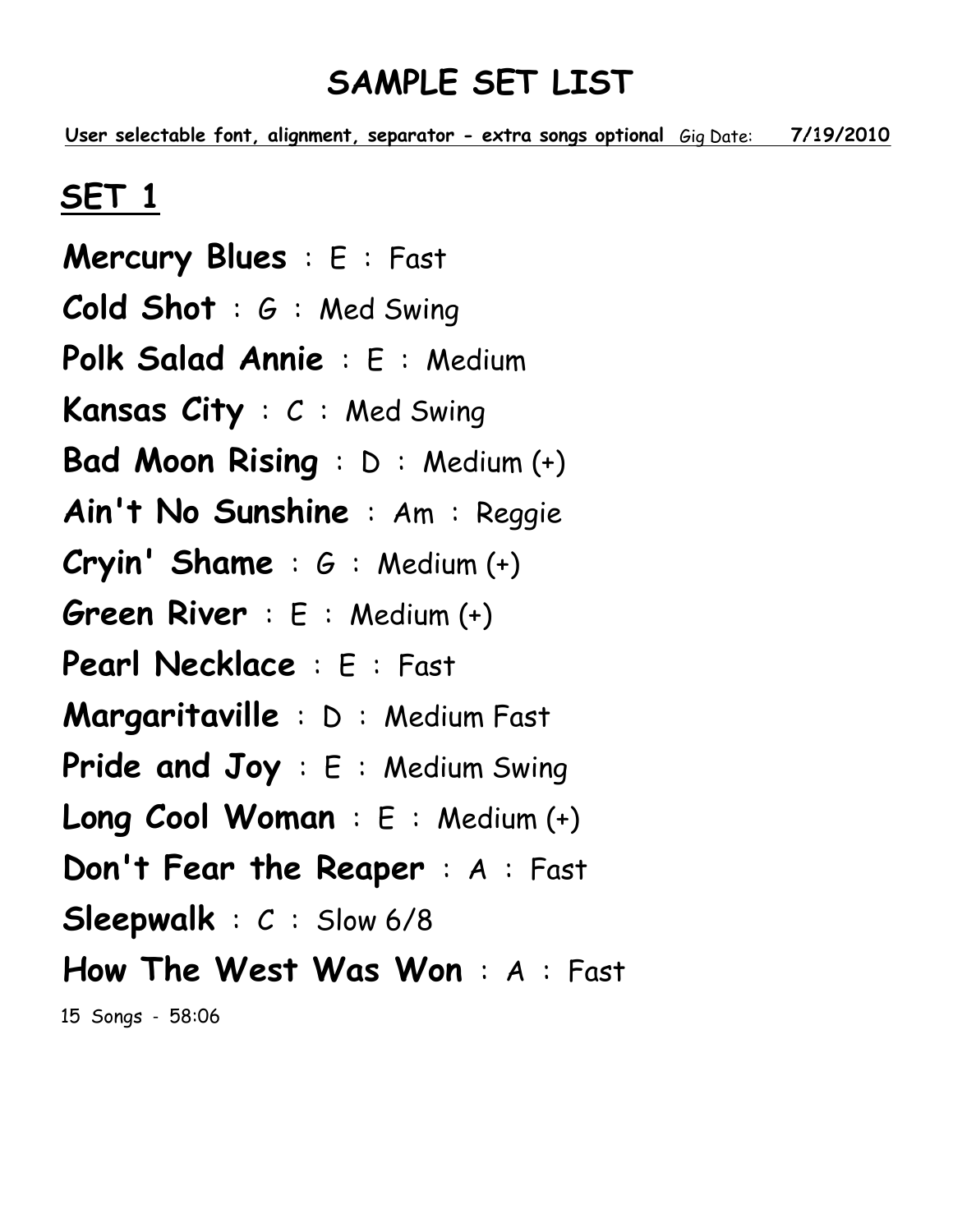# SAMPLE SET LIST

**User selectable font, alignment, separator - extra songs optional** Gig Date: **7/19/2010**

## SET 1

**Mercury Blues** : E : Fast

**Cold Shot** : G : Med Swing

**Polk Salad Annie** : E : Medium

**Kansas City** : C : Med Swing

**Bad Moon Rising** : D : Medium (+)

**Ain't No Sunshine** : Am : Reggie

**Cryin' Shame** : G : Medium (+)

**Green River** : E : Medium (+)

**Pearl Necklace** : E : Fast

**Margaritaville** : D : Medium Fast

**Pride and Joy** : E : Medium Swing

**Long Cool Woman** : E : Medium (+)

**Don't Fear the Reaper** : A : Fast

**Sleepwalk** : C : Slow 6/8

**How The West Was Won** : A : Fast

15 Songs - 58:06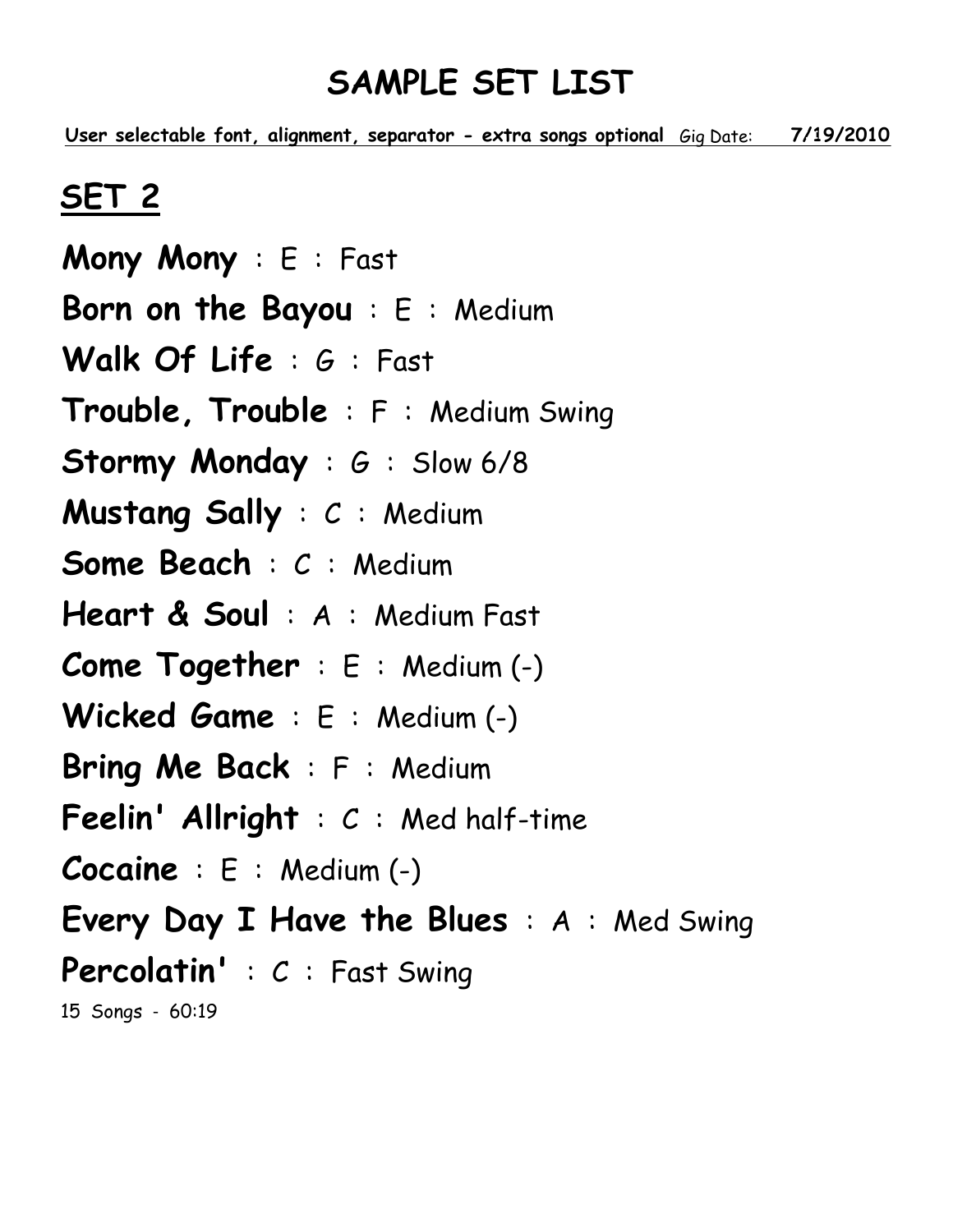# SAMPLE SET LIST

**User selectable font, alignment, separator - extra songs optional** Gig Date: **7/19/2010**

## SET 2

**Mony Mony** : E : Fast

**Born on the Bayou** : E : Medium

**Walk Of Life** : G : Fast

**Trouble, Trouble** : F : Medium Swing

**Stormy Monday** : G : Slow 6/8

**Mustang Sally** : C : Medium

**Some Beach** : C : Medium

**Heart & Soul** : A : Medium Fast

**Come Together** : E : Medium (-)

**Wicked Game** : E : Medium (-)

**Bring Me Back** : F : Medium

**Feelin' Allright** : C : Med half-time

**Cocaine** : E : Medium (-)

**Every Day I Have the Blues** : A : Med Swing

**Percolatin'** : C : Fast Swing

15 Songs - 60:19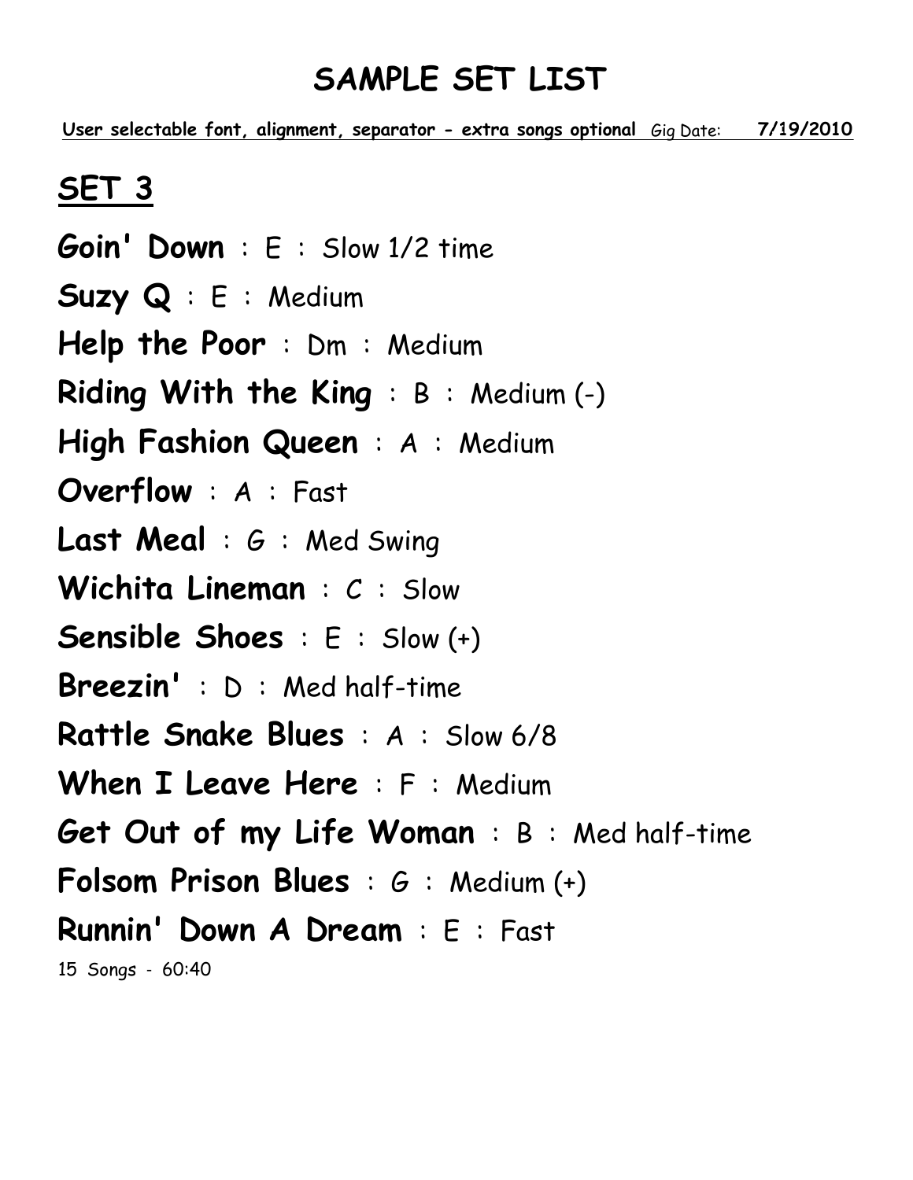# SAMPLE SET LIST

**User selectable font, alignment, separator - extra songs optional** Gig Date: **7/19/2010**

## SET 3

**Goin' Down** : E : Slow 1/2 time

**Suzy Q** : E : Medium

**Help the Poor** : Dm : Medium

**Riding With the King** : B : Medium (-)

**High Fashion Queen** : A : Medium

**Overflow** : A : Fast

**Last Meal** : G : Med Swing

**Wichita Lineman** : C : Slow

**Sensible Shoes** : E : Slow (+)

**Breezin'** : D : Med half-time

**Rattle Snake Blues** : A : Slow 6/8

**When I Leave Here** : F : Medium

**Get Out of my Life Woman** : B : Med half-time

**Folsom Prison Blues** : G : Medium (+)

**Runnin' Down A Dream** : E : Fast

15 Songs - 60:40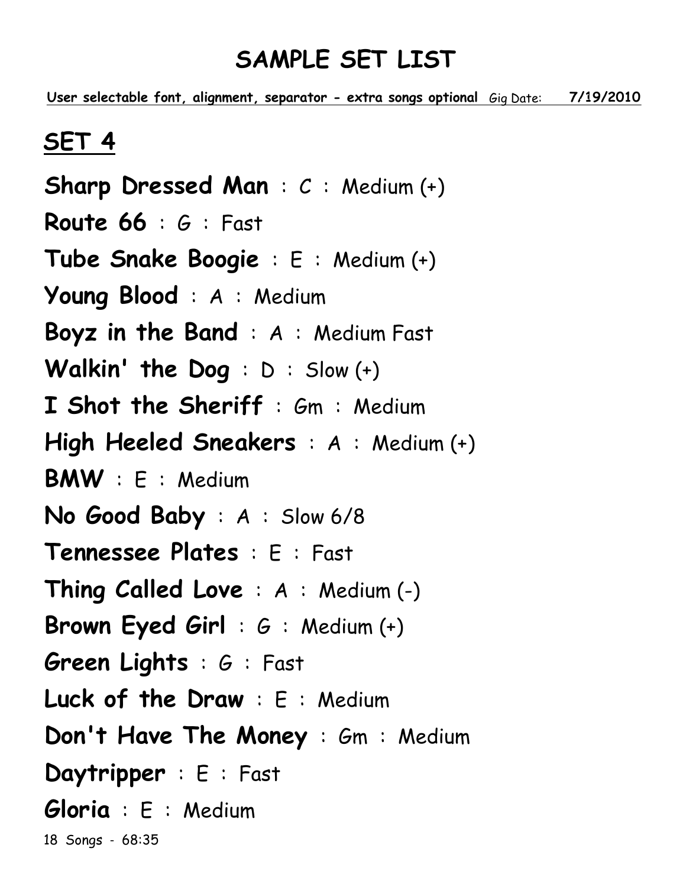# SAMPLE SET LIST

**User selectable font, alignment, separator - extra songs optional** Gig Date: **7/19/2010**

## SET 4

**Sharp Dressed Man** : C : Medium (+)

**Route 66** : G : Fast

**Tube Snake Boogie** : E : Medium (+)

**Young Blood** : A : Medium

**Boyz in the Band** : A : Medium Fast

**Walkin' the Dog** : D : Slow (+)

**I Shot the Sheriff** : Gm : Medium

**High Heeled Sneakers** : A : Medium (+)

**BMW** : E : Medium

**No Good Baby** : A : Slow 6/8

**Tennessee Plates** : E : Fast

**Thing Called Love** : A : Medium (-)

**Brown Eyed Girl** : G : Medium (+)

**Green Lights** : G : Fast

**Luck of the Draw** : E : Medium

**Don't Have The Money** : Gm : Medium

**Daytripper** : E : Fast

**Gloria** : E : Medium

18 Songs - 68:35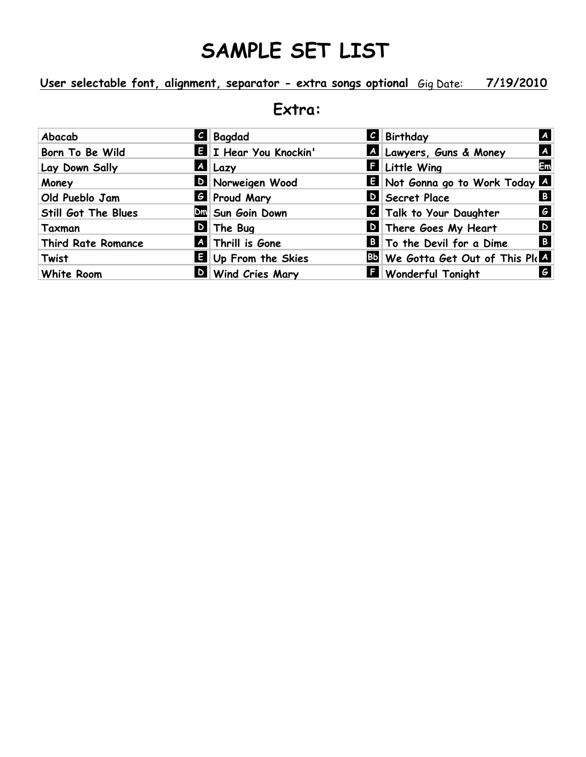# SAMPLE SET LIST

**User selectable font, alignment, separator - extra songs optional** Gig Date: **7/19/2010**

## Extra:

| | | | | | |
|---|---|---|---|---|---|
| Abacab | C | Bagdad | C | Birthday | A |
| Born To Be Wild | E | I Hear You Knockin' | A | Lawyers, Guns & Money | A |
| Lay Down Sally | A | Lazy | F | Little Wing | Em |
| Money | D | Norweigen Wood | E | Not Gonna go to Work Today | A |
| Old Pueblo Jam | G | Proud Mary | D | Secret Place | B |
| Still Got The Blues | Dm | Sun Goin Down | C | Talk to Your Daughter | G |
| Taxman | D | The Bug | D | There Goes My Heart | D |
| Third Rate Romance | A | Thrill is Gone | B | To the Devil for a Dime | B |
| Twist | E | Up From the Skies | Bb | We Gotta Get Out of This Pl | A |
| White Room | D | Wind Cries Mary | F | Wonderful Tonight | G |